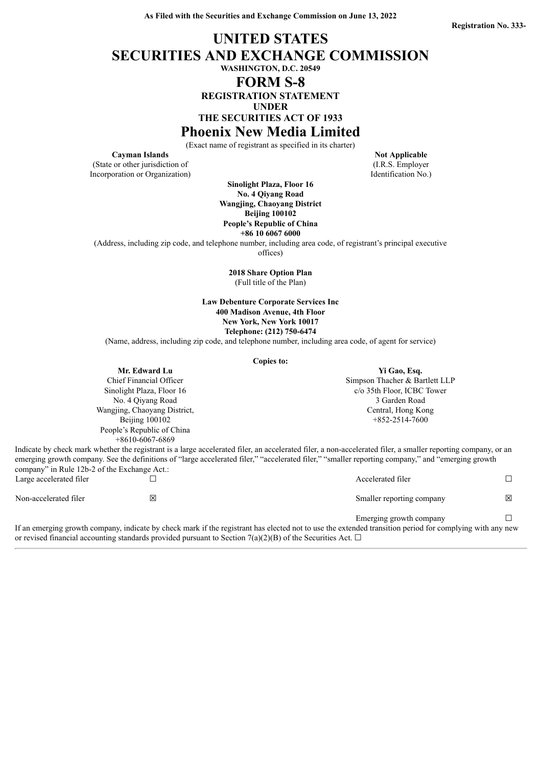**As Filed with the Securities and Exchange Commission on June 13, 2022**

**Registration No. 333-**

# UNITED STATES
# SECURITIES AND EXCHANGE COMMISSION

**WASHINGTON, D.C. 20549**

# FORM S-8

**REGISTRATION STATEMENT**
**UNDER**
**THE SECURITIES ACT OF 1933**

# Phoenix New Media Limited

(Exact name of registrant as specified in its charter)

| **Cayman Islands** | **Not Applicable** |
|---|---|
| (State or other jurisdiction of Incorporation or Organization) | (I.R.S. Employer Identification No.) |

**Sinolight Plaza, Floor 16**
**No. 4 Qiyang Road**
**Wangjing, Chaoyang District**
**Beijing 100102**
**People's Republic of China**
**+86 10 6067 6000**

(Address, including zip code, and telephone number, including area code, of registrant's principal executive offices)

**2018 Share Option Plan**
(Full title of the Plan)

**Law Debenture Corporate Services Inc**
**400 Madison Avenue, 4th Floor**
**New York, New York 10017**
**Telephone: (212) 750-6474**

(Name, address, including zip code, and telephone number, including area code, of agent for service)

**Copies to:**

| **Mr. Edward Lu** | **Yi Gao, Esq.** |
|---|---|
| Chief Financial Officer | Simpson Thacher & Bartlett LLP |
| Sinolight Plaza, Floor 16 | c/o 35th Floor, ICBC Tower |
| No. 4 Qiyang Road | 3 Garden Road |
| Wangjing, Chaoyang District, | Central, Hong Kong |
| Beijing 100102 | +852-2514-7600 |
| People's Republic of China | |
| +8610-6067-6869 | |

Indicate by check mark whether the registrant is a large accelerated filer, an accelerated filer, a non-accelerated filer, a smaller reporting company, or an emerging growth company. See the definitions of "large accelerated filer," "accelerated filer," "smaller reporting company," and "emerging growth company" in Rule 12b-2 of the Exchange Act.:

| | | | |
|---|---|---|---|
| Large accelerated filer | ☐ | Accelerated filer | ☐ |
| Non-accelerated filer | ☒ | Smaller reporting company | ☒ |
| | | Emerging growth company | ☐ |

If an emerging growth company, indicate by check mark if the registrant has elected not to use the extended transition period for complying with any new or revised financial accounting standards provided pursuant to Section 7(a)(2)(B) of the Securities Act. ☐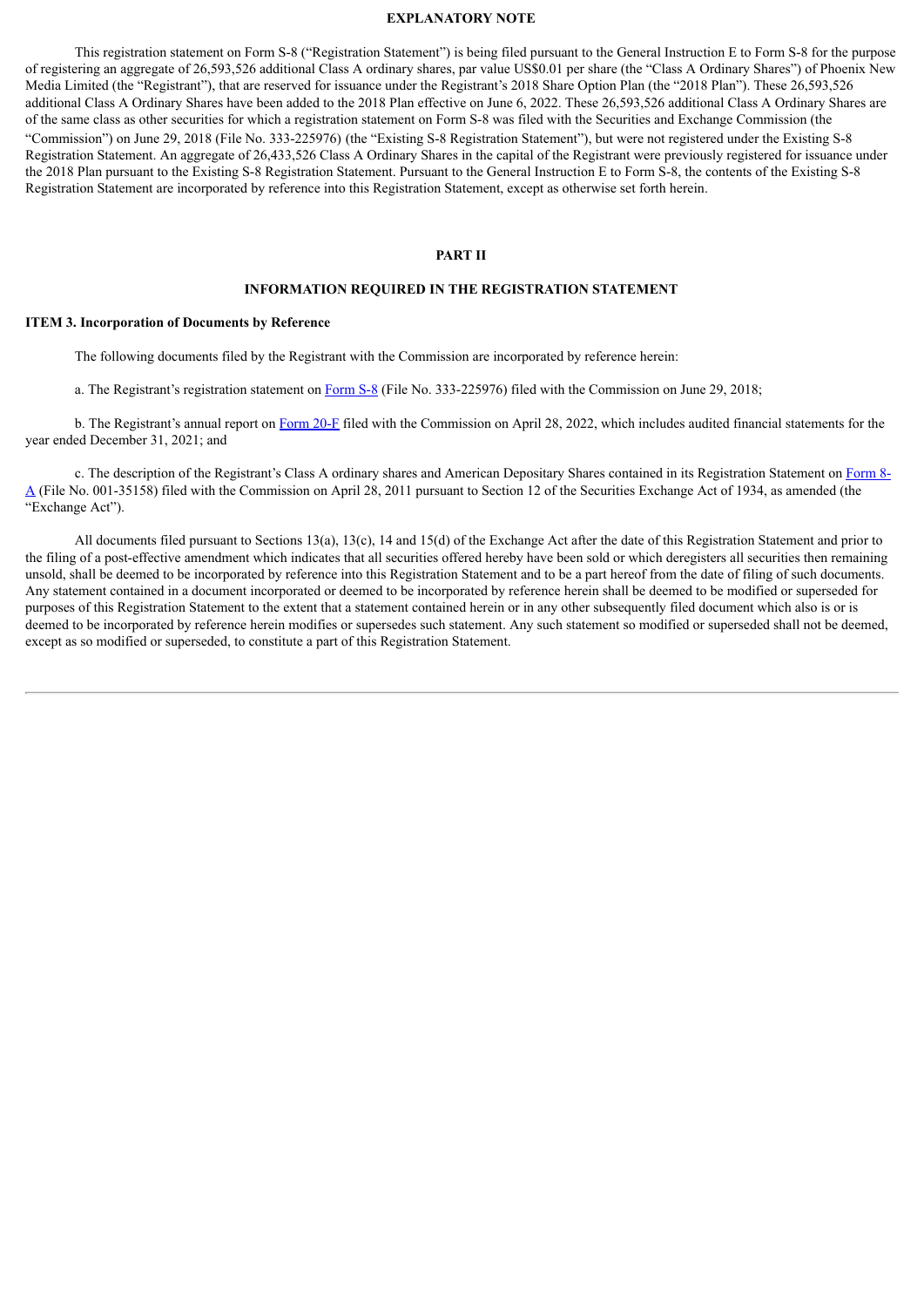# EXPLANATORY NOTE

This registration statement on Form S-8 ("Registration Statement") is being filed pursuant to the General Instruction E to Form S-8 for the purpose of registering an aggregate of 26,593,526 additional Class A ordinary shares, par value US$0.01 per share (the "Class A Ordinary Shares") of Phoenix New Media Limited (the "Registrant"), that are reserved for issuance under the Registrant's 2018 Share Option Plan (the "2018 Plan"). These 26,593,526 additional Class A Ordinary Shares have been added to the 2018 Plan effective on June 6, 2022. These 26,593,526 additional Class A Ordinary Shares are of the same class as other securities for which a registration statement on Form S-8 was filed with the Securities and Exchange Commission (the "Commission") on June 29, 2018 (File No. 333-225976) (the "Existing S-8 Registration Statement"), but were not registered under the Existing S-8 Registration Statement. An aggregate of 26,433,526 Class A Ordinary Shares in the capital of the Registrant were previously registered for issuance under the 2018 Plan pursuant to the Existing S-8 Registration Statement. Pursuant to the General Instruction E to Form S-8, the contents of the Existing S-8 Registration Statement are incorporated by reference into this Registration Statement, except as otherwise set forth herein.

# PART II

## INFORMATION REQUIRED IN THE REGISTRATION STATEMENT

### ITEM 3. Incorporation of Documents by Reference

The following documents filed by the Registrant with the Commission are incorporated by reference herein:

a. The Registrant's registration statement on Form S-8 (File No. 333-225976) filed with the Commission on June 29, 2018;

b. The Registrant's annual report on Form 20-F filed with the Commission on April 28, 2022, which includes audited financial statements for the year ended December 31, 2021; and

c. The description of the Registrant's Class A ordinary shares and American Depositary Shares contained in its Registration Statement on Form 8-A (File No. 001-35158) filed with the Commission on April 28, 2011 pursuant to Section 12 of the Securities Exchange Act of 1934, as amended (the "Exchange Act").

All documents filed pursuant to Sections 13(a), 13(c), 14 and 15(d) of the Exchange Act after the date of this Registration Statement and prior to the filing of a post-effective amendment which indicates that all securities offered hereby have been sold or which deregisters all securities then remaining unsold, shall be deemed to be incorporated by reference into this Registration Statement and to be a part hereof from the date of filing of such documents. Any statement contained in a document incorporated or deemed to be incorporated by reference herein shall be deemed to be modified or superseded for purposes of this Registration Statement to the extent that a statement contained herein or in any other subsequently filed document which also is or is deemed to be incorporated by reference herein modifies or supersedes such statement. Any such statement so modified or superseded shall not be deemed, except as so modified or superseded, to constitute a part of this Registration Statement.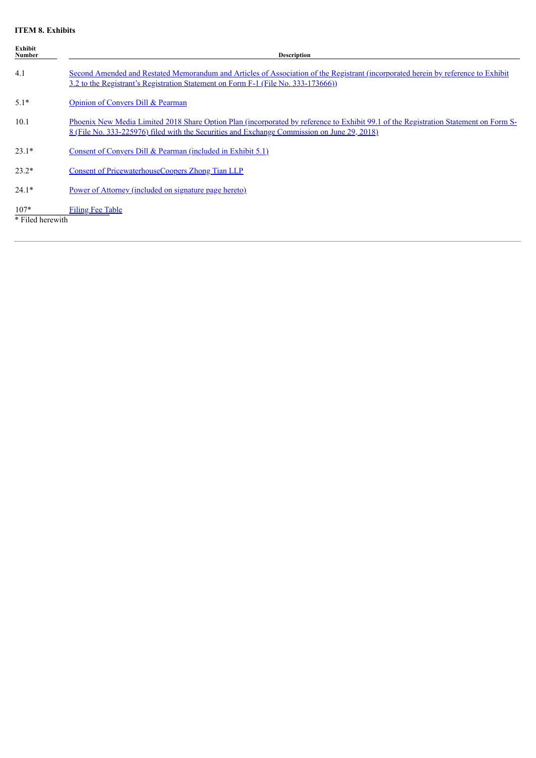**ITEM 8. Exhibits**

| Exhibit Number | Description |
|---|---|
| 4.1 | Second Amended and Restated Memorandum and Articles of Association of the Registrant (incorporated herein by reference to Exhibit 3.2 to the Registrant's Registration Statement on Form F-1 (File No. 333-173666)) |
| 5.1* | Opinion of Conyers Dill & Pearman |
| 10.1 | Phoenix New Media Limited 2018 Share Option Plan (incorporated by reference to Exhibit 99.1 of the Registration Statement on Form S-8 (File No. 333-225976) filed with the Securities and Exchange Commission on June 29, 2018) |
| 23.1* | Consent of Conyers Dill & Pearman (included in Exhibit 5.1) |
| 23.2* | Consent of PricewaterhouseCoopers Zhong Tian LLP |
| 24.1* | Power of Attorney (included on signature page hereto) |
| 107* | Filing Fee Table |

* Filed herewith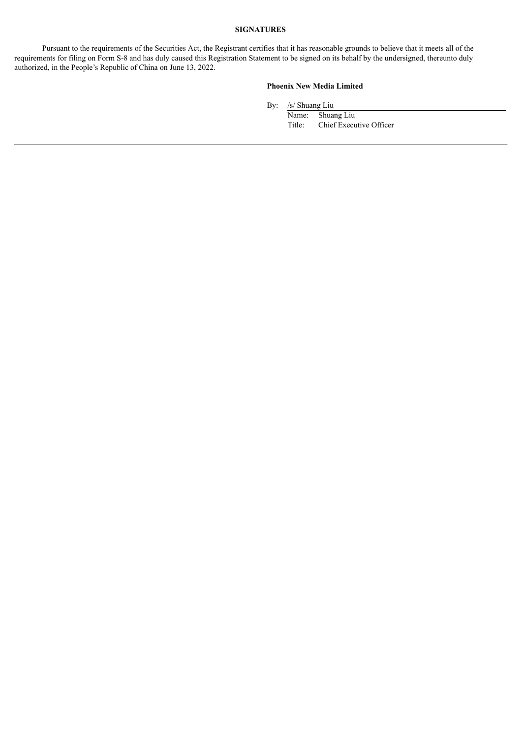## SIGNATURES

Pursuant to the requirements of the Securities Act, the Registrant certifies that it has reasonable grounds to believe that it meets all of the requirements for filing on Form S-8 and has duly caused this Registration Statement to be signed on its behalf by the undersigned, thereunto duly authorized, in the People's Republic of China on June 13, 2022.

**Phoenix New Media Limited**

By: /s/ Shuang Liu
Name: Shuang Liu
Title: Chief Executive Officer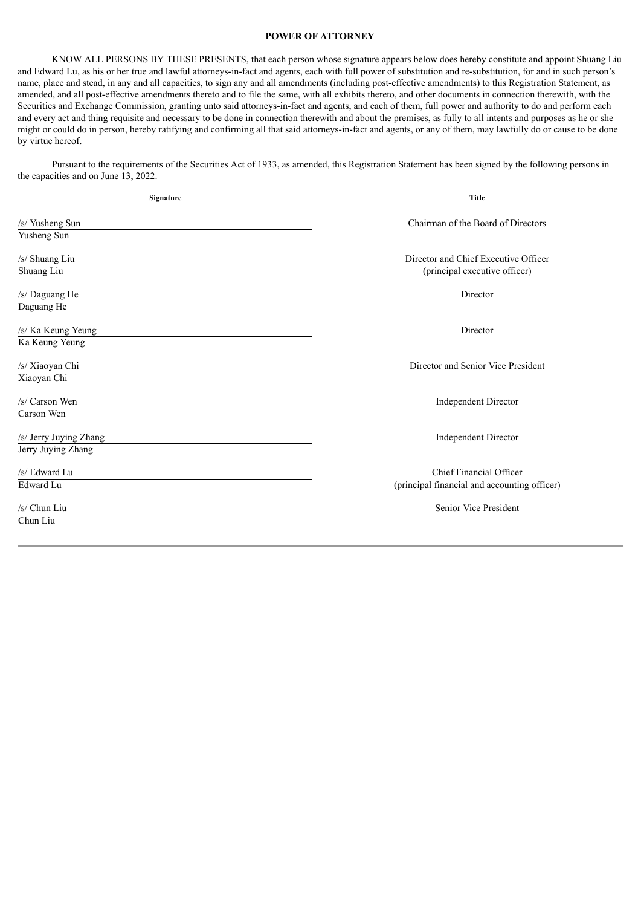## POWER OF ATTORNEY

KNOW ALL PERSONS BY THESE PRESENTS, that each person whose signature appears below does hereby constitute and appoint Shuang Liu and Edward Lu, as his or her true and lawful attorneys-in-fact and agents, each with full power of substitution and re-substitution, for and in such person's name, place and stead, in any and all capacities, to sign any and all amendments (including post-effective amendments) to this Registration Statement, as amended, and all post-effective amendments thereto and to file the same, with all exhibits thereto, and other documents in connection therewith, with the Securities and Exchange Commission, granting unto said attorneys-in-fact and agents, and each of them, full power and authority to do and perform each and every act and thing requisite and necessary to be done in connection therewith and about the premises, as fully to all intents and purposes as he or she might or could do in person, hereby ratifying and confirming all that said attorneys-in-fact and agents, or any of them, may lawfully do or cause to be done by virtue hereof.

Pursuant to the requirements of the Securities Act of 1933, as amended, this Registration Statement has been signed by the following persons in the capacities and on June 13, 2022.

| Signature | Title |
|---|---|
| /s/ Yusheng Sun<br>Yusheng Sun | Chairman of the Board of Directors |
| /s/ Shuang Liu<br>Shuang Liu | Director and Chief Executive Officer<br>(principal executive officer) |
| /s/ Daguang He<br>Daguang He | Director |
| /s/ Ka Keung Yeung<br>Ka Keung Yeung | Director |
| /s/ Xiaoyan Chi<br>Xiaoyan Chi | Director and Senior Vice President |
| /s/ Carson Wen<br>Carson Wen | Independent Director |
| /s/ Jerry Juying Zhang<br>Jerry Juying Zhang | Independent Director |
| /s/ Edward Lu<br>Edward Lu | Chief Financial Officer<br>(principal financial and accounting officer) |
| /s/ Chun Liu<br>Chun Liu | Senior Vice President |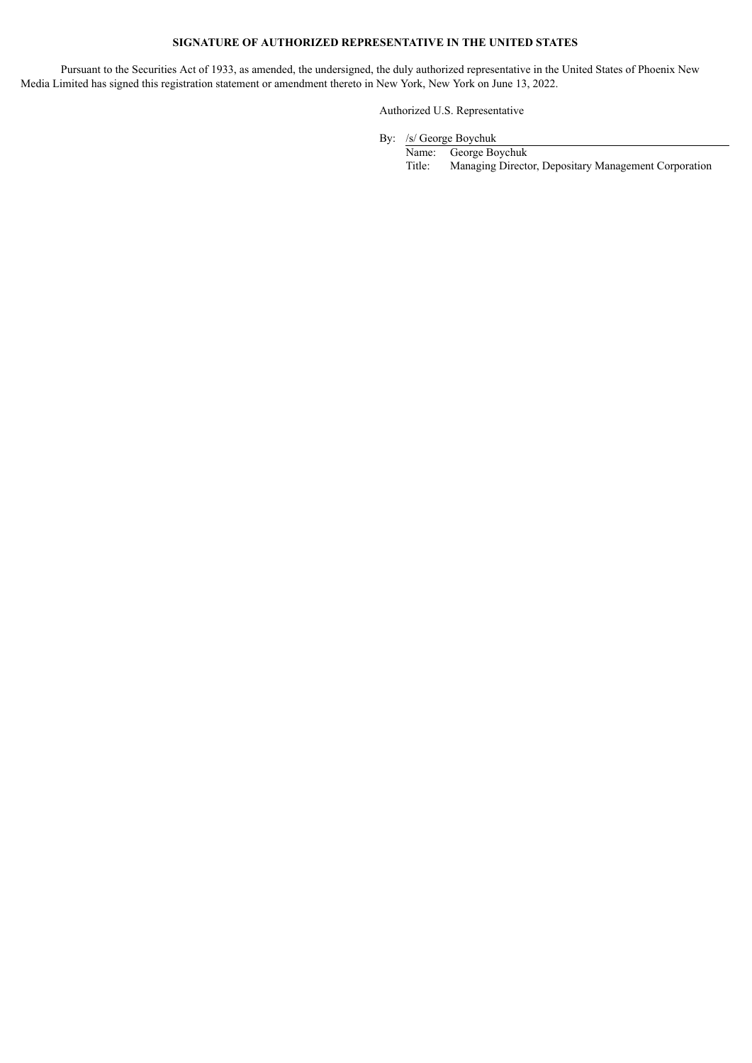**SIGNATURE OF AUTHORIZED REPRESENTATIVE IN THE UNITED STATES**

Pursuant to the Securities Act of 1933, as amended, the undersigned, the duly authorized representative in the United States of Phoenix New Media Limited has signed this registration statement or amendment thereto in New York, New York on June 13, 2022.

Authorized U.S. Representative

By: /s/ George Boychuk

Name: George Boychuk

Title: Managing Director, Depositary Management Corporation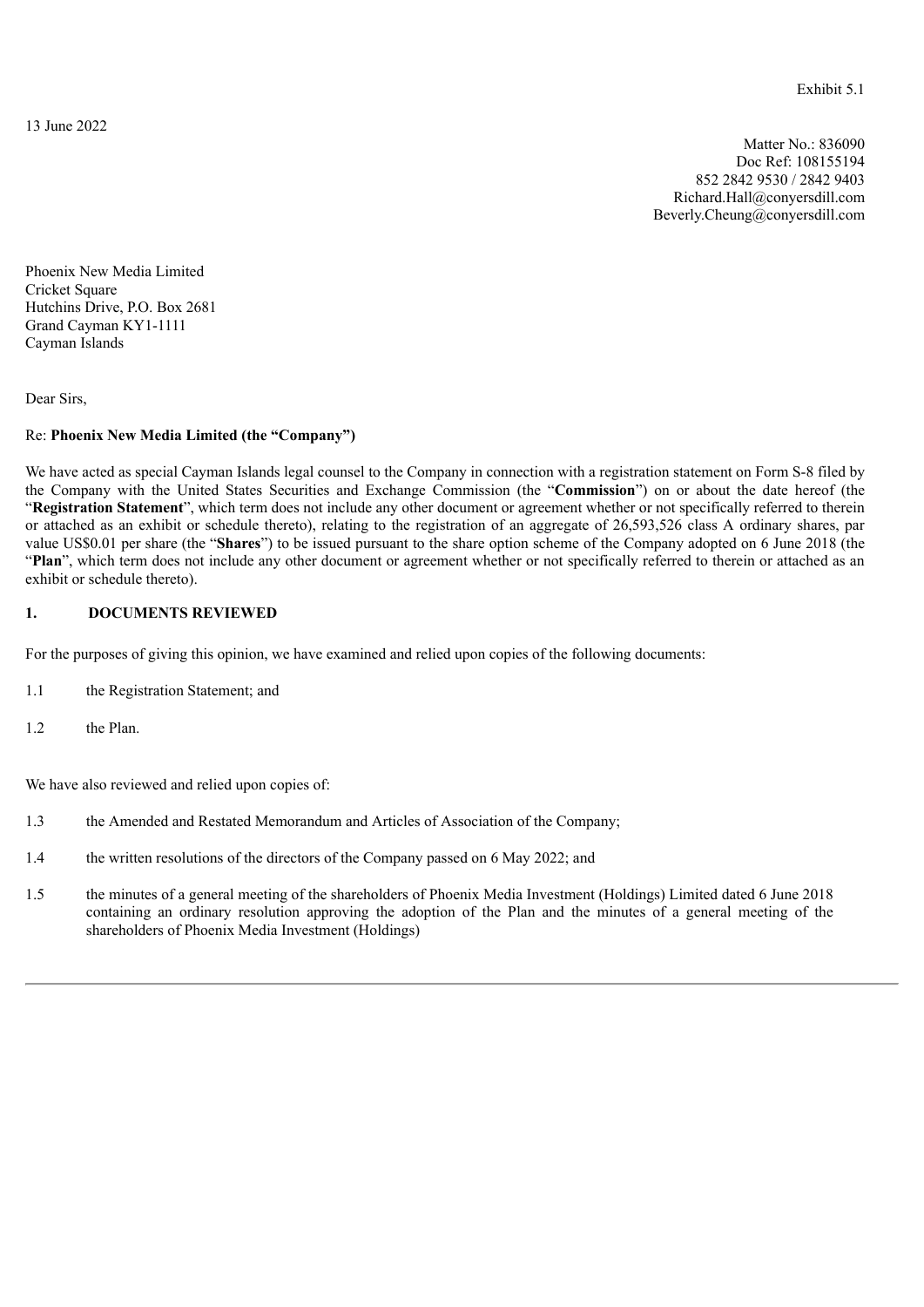Exhibit 5.1

13 June 2022

Matter No.: 836090
Doc Ref: 108155194
852 2842 9530 / 2842 9403
Richard.Hall@conyersdill.com
Beverly.Cheung@conyersdill.com

Phoenix New Media Limited
Cricket Square
Hutchins Drive, P.O. Box 2681
Grand Cayman KY1-1111
Cayman Islands

Dear Sirs,

Re: **Phoenix New Media Limited (the "Company")**

We have acted as special Cayman Islands legal counsel to the Company in connection with a registration statement on Form S-8 filed by the Company with the United States Securities and Exchange Commission (the "**Commission**") on or about the date hereof (the "**Registration Statement**", which term does not include any other document or agreement whether or not specifically referred to therein or attached as an exhibit or schedule thereto), relating to the registration of an aggregate of 26,593,526 class A ordinary shares, par value US$0.01 per share (the "**Shares**") to be issued pursuant to the share option scheme of the Company adopted on 6 June 2018 (the "**Plan**", which term does not include any other document or agreement whether or not specifically referred to therein or attached as an exhibit or schedule thereto).

## 1. DOCUMENTS REVIEWED

For the purposes of giving this opinion, we have examined and relied upon copies of the following documents:

1.1 the Registration Statement; and

1.2 the Plan.

We have also reviewed and relied upon copies of:

1.3 the Amended and Restated Memorandum and Articles of Association of the Company;

1.4 the written resolutions of the directors of the Company passed on 6 May 2022; and

1.5 the minutes of a general meeting of the shareholders of Phoenix Media Investment (Holdings) Limited dated 6 June 2018 containing an ordinary resolution approving the adoption of the Plan and the minutes of a general meeting of the shareholders of Phoenix Media Investment (Holdings)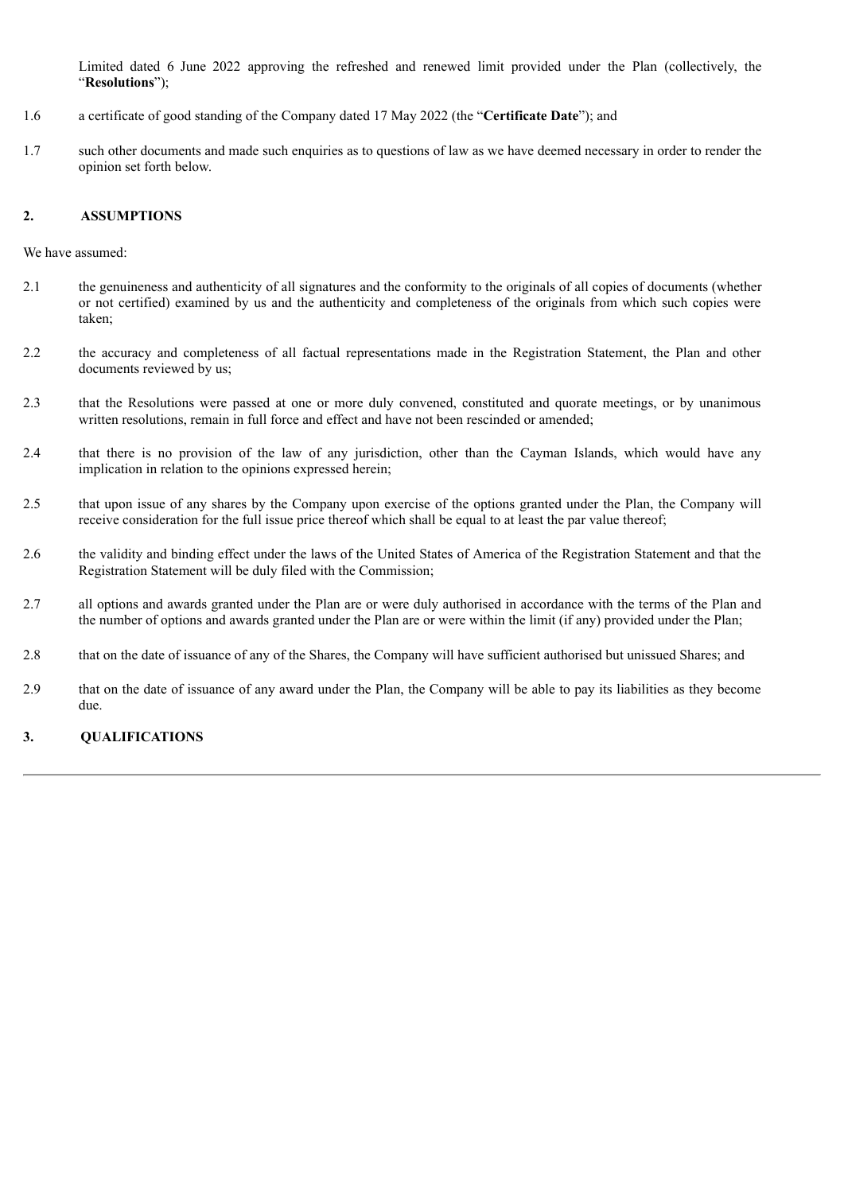Limited dated 6 June 2022 approving the refreshed and renewed limit provided under the Plan (collectively, the "**Resolutions**");

1.6 a certificate of good standing of the Company dated 17 May 2022 (the "**Certificate Date**"); and

1.7 such other documents and made such enquiries as to questions of law as we have deemed necessary in order to render the opinion set forth below.

## 2. ASSUMPTIONS

We have assumed:

2.1 the genuineness and authenticity of all signatures and the conformity to the originals of all copies of documents (whether or not certified) examined by us and the authenticity and completeness of the originals from which such copies were taken;

2.2 the accuracy and completeness of all factual representations made in the Registration Statement, the Plan and other documents reviewed by us;

2.3 that the Resolutions were passed at one or more duly convened, constituted and quorate meetings, or by unanimous written resolutions, remain in full force and effect and have not been rescinded or amended;

2.4 that there is no provision of the law of any jurisdiction, other than the Cayman Islands, which would have any implication in relation to the opinions expressed herein;

2.5 that upon issue of any shares by the Company upon exercise of the options granted under the Plan, the Company will receive consideration for the full issue price thereof which shall be equal to at least the par value thereof;

2.6 the validity and binding effect under the laws of the United States of America of the Registration Statement and that the Registration Statement will be duly filed with the Commission;

2.7 all options and awards granted under the Plan are or were duly authorised in accordance with the terms of the Plan and the number of options and awards granted under the Plan are or were within the limit (if any) provided under the Plan;

2.8 that on the date of issuance of any of the Shares, the Company will have sufficient authorised but unissued Shares; and

2.9 that on the date of issuance of any award under the Plan, the Company will be able to pay its liabilities as they become due.

## 3. QUALIFICATIONS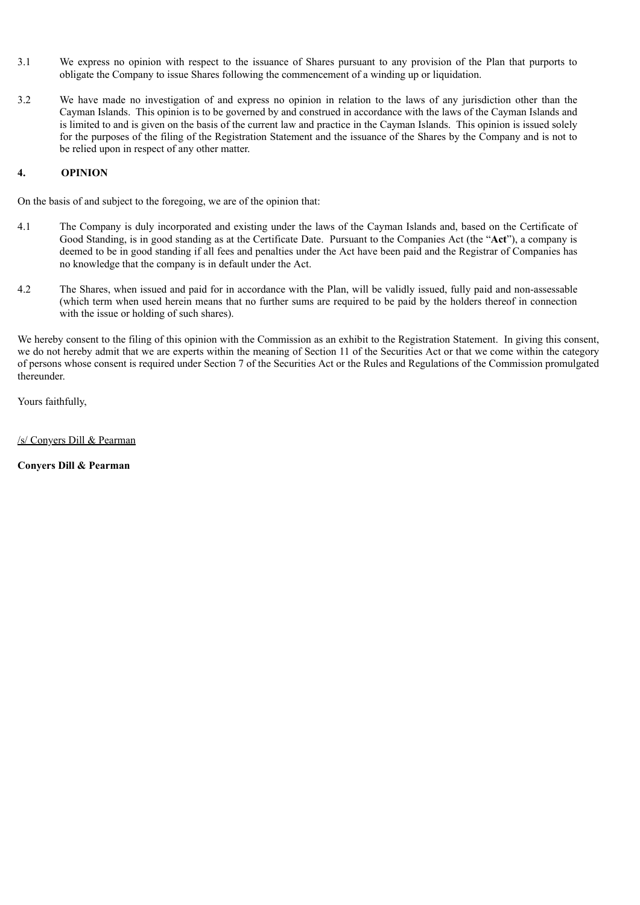3.1 We express no opinion with respect to the issuance of Shares pursuant to any provision of the Plan that purports to obligate the Company to issue Shares following the commencement of a winding up or liquidation.

3.2 We have made no investigation of and express no opinion in relation to the laws of any jurisdiction other than the Cayman Islands. This opinion is to be governed by and construed in accordance with the laws of the Cayman Islands and is limited to and is given on the basis of the current law and practice in the Cayman Islands. This opinion is issued solely for the purposes of the filing of the Registration Statement and the issuance of the Shares by the Company and is not to be relied upon in respect of any other matter.

## 4. OPINION

On the basis of and subject to the foregoing, we are of the opinion that:

4.1 The Company is duly incorporated and existing under the laws of the Cayman Islands and, based on the Certificate of Good Standing, is in good standing as at the Certificate Date. Pursuant to the Companies Act (the "**Act**"), a company is deemed to be in good standing if all fees and penalties under the Act have been paid and the Registrar of Companies has no knowledge that the company is in default under the Act.

4.2 The Shares, when issued and paid for in accordance with the Plan, will be validly issued, fully paid and non-assessable (which term when used herein means that no further sums are required to be paid by the holders thereof in connection with the issue or holding of such shares).

We hereby consent to the filing of this opinion with the Commission as an exhibit to the Registration Statement. In giving this consent, we do not hereby admit that we are experts within the meaning of Section 11 of the Securities Act or that we come within the category of persons whose consent is required under Section 7 of the Securities Act or the Rules and Regulations of the Commission promulgated thereunder.

Yours faithfully,

/s/ Conyers Dill & Pearman

**Conyers Dill & Pearman**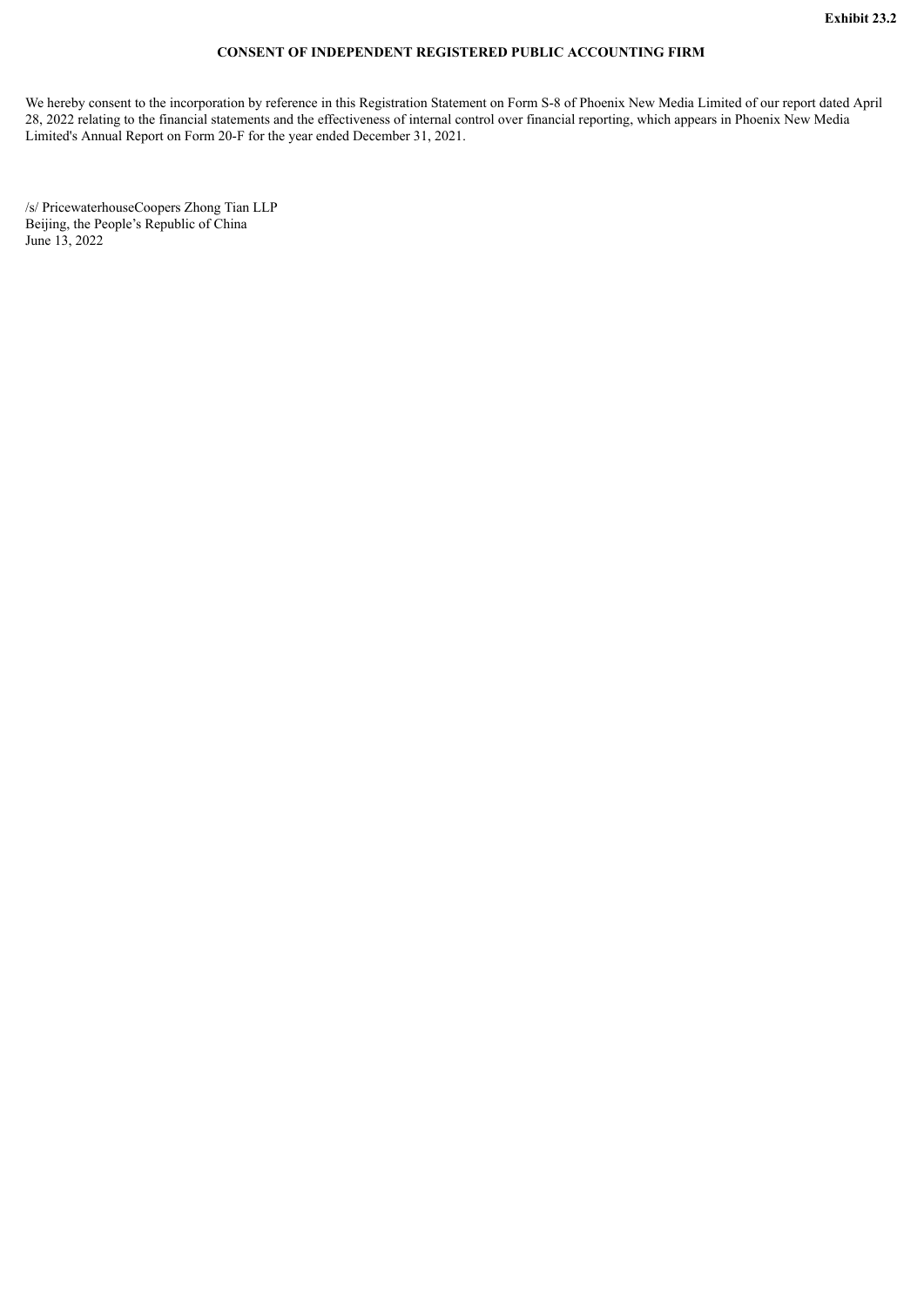**Exhibit 23.2**

**CONSENT OF INDEPENDENT REGISTERED PUBLIC ACCOUNTING FIRM**

We hereby consent to the incorporation by reference in this Registration Statement on Form S-8 of Phoenix New Media Limited of our report dated April 28, 2022 relating to the financial statements and the effectiveness of internal control over financial reporting, which appears in Phoenix New Media Limited's Annual Report on Form 20-F for the year ended December 31, 2021.

/s/ PricewaterhouseCoopers Zhong Tian LLP
Beijing, the People's Republic of China
June 13, 2022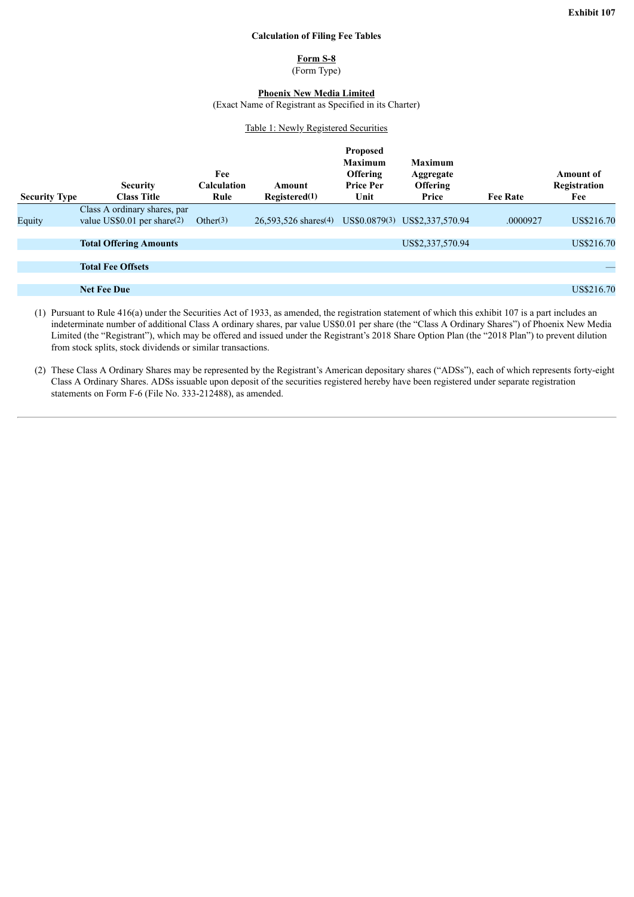**Exhibit 107**

**Calculation of Filing Fee Tables**

**Form S-8**
(Form Type)

**Phoenix New Media Limited**
(Exact Name of Registrant as Specified in its Charter)

Table 1: Newly Registered Securities

| Security Type | Security Class Title | Fee Calculation Rule | Amount Registered(1) | Proposed Maximum Offering Price Per Unit | Maximum Aggregate Offering Price | Fee Rate | Amount of Registration Fee |
|---|---|---|---|---|---|---|---|
| Equity | Class A ordinary shares, par value US$0.01 per share(2) | Other(3) | 26,593,526 shares(4) | US$0.0879(3) | US$2,337,570.94 | .0000927 | US$216.70 |
| | **Total Offering Amounts** | | | | US$2,337,570.94 | | US$216.70 |
| | **Total Fee Offsets** | | | | | | — |
| | **Net Fee Due** | | | | | | US$216.70 |

(1) Pursuant to Rule 416(a) under the Securities Act of 1933, as amended, the registration statement of which this exhibit 107 is a part includes an indeterminate number of additional Class A ordinary shares, par value US$0.01 per share (the "Class A Ordinary Shares") of Phoenix New Media Limited (the "Registrant"), which may be offered and issued under the Registrant's 2018 Share Option Plan (the "2018 Plan") to prevent dilution from stock splits, stock dividends or similar transactions.

(2) These Class A Ordinary Shares may be represented by the Registrant's American depositary shares ("ADSs"), each of which represents forty-eight Class A Ordinary Shares. ADSs issuable upon deposit of the securities registered hereby have been registered under separate registration statements on Form F-6 (File No. 333-212488), as amended.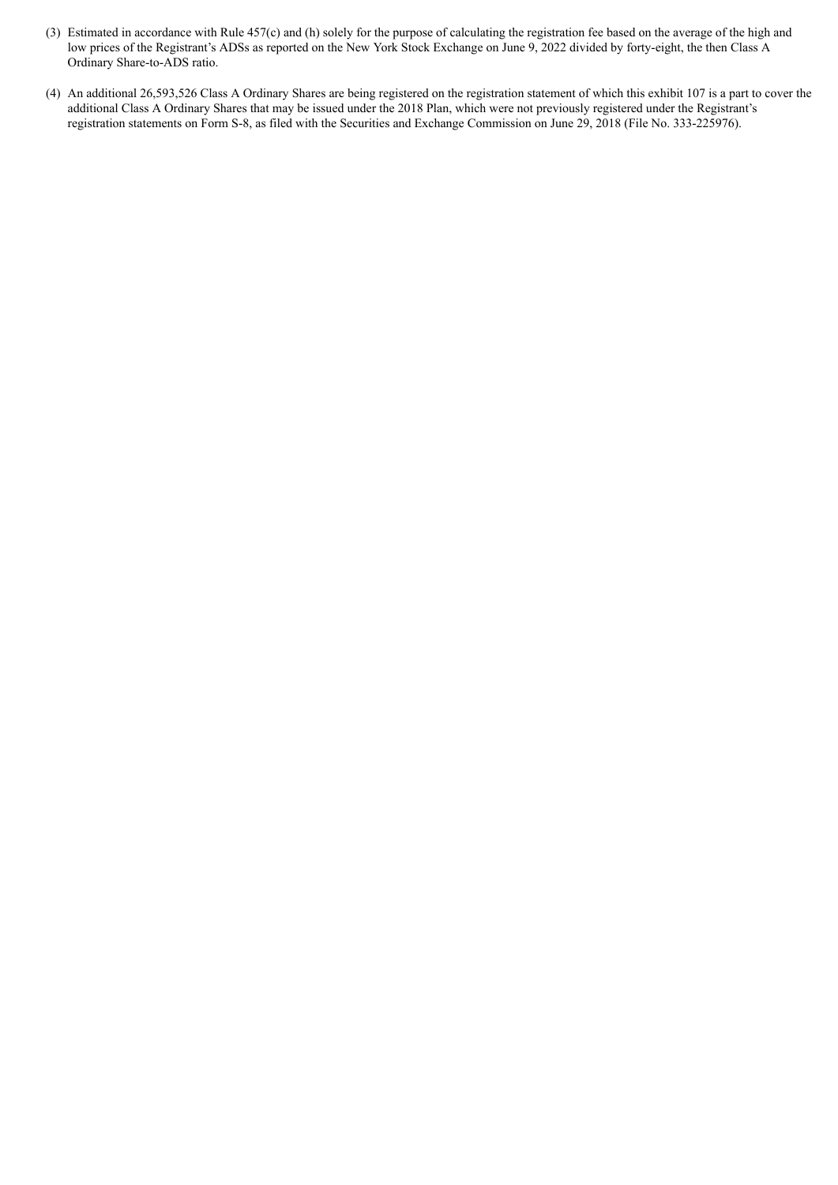(3) Estimated in accordance with Rule 457(c) and (h) solely for the purpose of calculating the registration fee based on the average of the high and low prices of the Registrant's ADSs as reported on the New York Stock Exchange on June 9, 2022 divided by forty-eight, the then Class A Ordinary Share-to-ADS ratio.

(4) An additional 26,593,526 Class A Ordinary Shares are being registered on the registration statement of which this exhibit 107 is a part to cover the additional Class A Ordinary Shares that may be issued under the 2018 Plan, which were not previously registered under the Registrant's registration statements on Form S-8, as filed with the Securities and Exchange Commission on June 29, 2018 (File No. 333-225976).